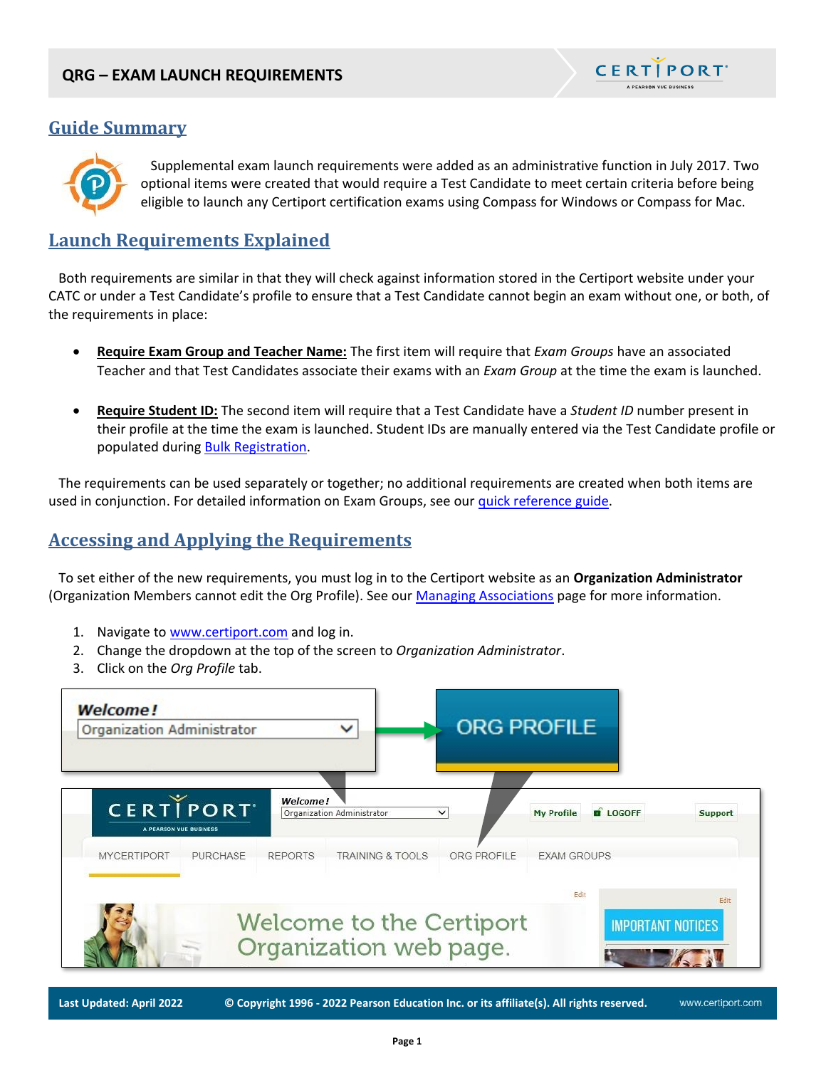# QRG – EXAM LAUNCH REQUIREMENTS

## Guide Summary

Supplemental exam launch requirements were added as an administrative function in July 2017. Two optional items were created that would require a Test Candidate to meet certain criteria before being eligible to launch any Certiport certification exams using Compass for Windows or Compass for Mac.

## Launch Requirements Explained

Both requirements are similar in that they will check against information stored in the Certiport website under your CATC or under a Test Candidate's profile to ensure that a Test Candidate cannot begin an exam without one, or both, of the requirements in place:

- **Require Exam Group and Teacher Name:** The first item will require that *Exam Groups* have an associated Teacher and that Test Candidates associate their exams with an *Exam Group* at the time the exam is launched.

- **Require Student ID:** The second item will require that a Test Candidate have a *Student ID* number present in their profile at the time the exam is launched. Student IDs are manually entered via the Test Candidate profile or populated during Bulk Registration.

The requirements can be used separately or together; no additional requirements are created when both items are used in conjunction. For detailed information on Exam Groups, see our quick reference guide.

## Accessing and Applying the Requirements

To set either of the new requirements, you must log in to the Certiport website as an **Organization Administrator** (Organization Members cannot edit the Org Profile). See our Managing Associations page for more information.

1. Navigate to www.certiport.com and log in.
2. Change the dropdown at the top of the screen to *Organization Administrator*.
3. Click on the *Org Profile* tab.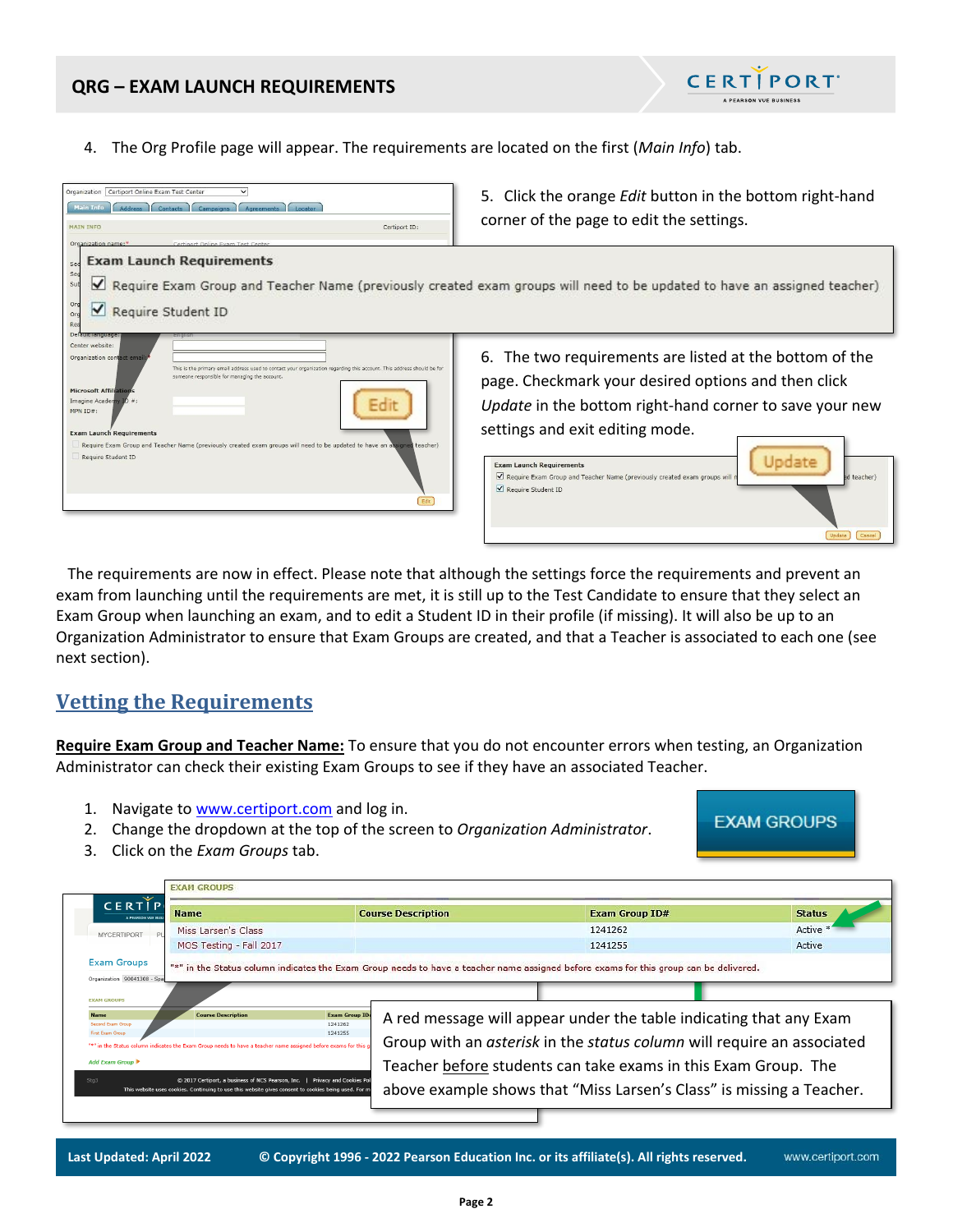4. The Org Profile page will appear. The requirements are located on the first (*Main Info*) tab.

5. Click the orange *Edit* button in the bottom right-hand corner of the page to edit the settings.

**Exam Launch Requirements**

☑ Require Exam Group and Teacher Name (previously created exam groups will need to be updated to have an assigned teacher)

☑ Require Student ID

6. The two requirements are listed at the bottom of the page. Checkmark your desired options and then click *Update* in the bottom right-hand corner to save your new settings and exit editing mode.

The requirements are now in effect. Please note that although the settings force the requirements and prevent an exam from launching until the requirements are met, it is still up to the Test Candidate to ensure that they select an Exam Group when launching an exam, and to edit a Student ID in their profile (if missing). It will also be up to an Organization Administrator to ensure that Exam Groups are created, and that a Teacher is associated to each one (see next section).

## Vetting the Requirements

**Require Exam Group and Teacher Name:** To ensure that you do not encounter errors when testing, an Organization Administrator can check their existing Exam Groups to see if they have an associated Teacher.

1. Navigate to [www.certiport.com](http://www.certiport.com) and log in.
2. Change the dropdown at the top of the screen to *Organization Administrator*.
3. Click on the *Exam Groups* tab.

EXAM GROUPS

| Name | Course Description | Exam Group ID# | Status |
|---|---|---|---|
| Miss Larsen's Class | | 1241262 | Active * |
| MOS Testing - Fall 2017 | | 1241255 | Active |

"*" in the Status column indicates the Exam Group needs to have a teacher name assigned before exams for this group can be delivered.

A red message will appear under the table indicating that any Exam Group with an *asterisk* in the *status column* will require an associated Teacher before students can take exams in this Exam Group. The above example shows that "Miss Larsen's Class" is missing a Teacher.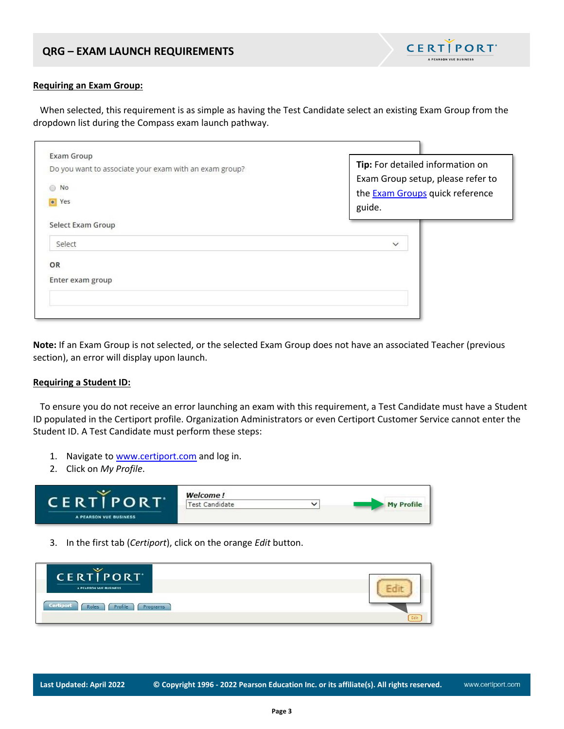**Requiring an Exam Group:**

When selected, this requirement is as simple as having the Test Candidate select an existing Exam Group from the dropdown list during the Compass exam launch pathway.

Exam Group

Do you want to associate your exam with an exam group?

- No
- Yes

Select Exam Group

Select

OR

Enter exam group

**Tip:** For detailed information on Exam Group setup, please refer to the Exam Groups quick reference guide.

**Note:** If an Exam Group is not selected, or the selected Exam Group does not have an associated Teacher (previous section), an error will display upon launch.

**Requiring a Student ID:**

To ensure you do not receive an error launching an exam with this requirement, a Test Candidate must have a Student ID populated in the Certiport profile. Organization Administrators or even Certiport Customer Service cannot enter the Student ID. A Test Candidate must perform these steps:

1. Navigate to www.certiport.com and log in.
2. Click on *My Profile*.

3. In the first tab (*Certiport*), click on the orange *Edit* button.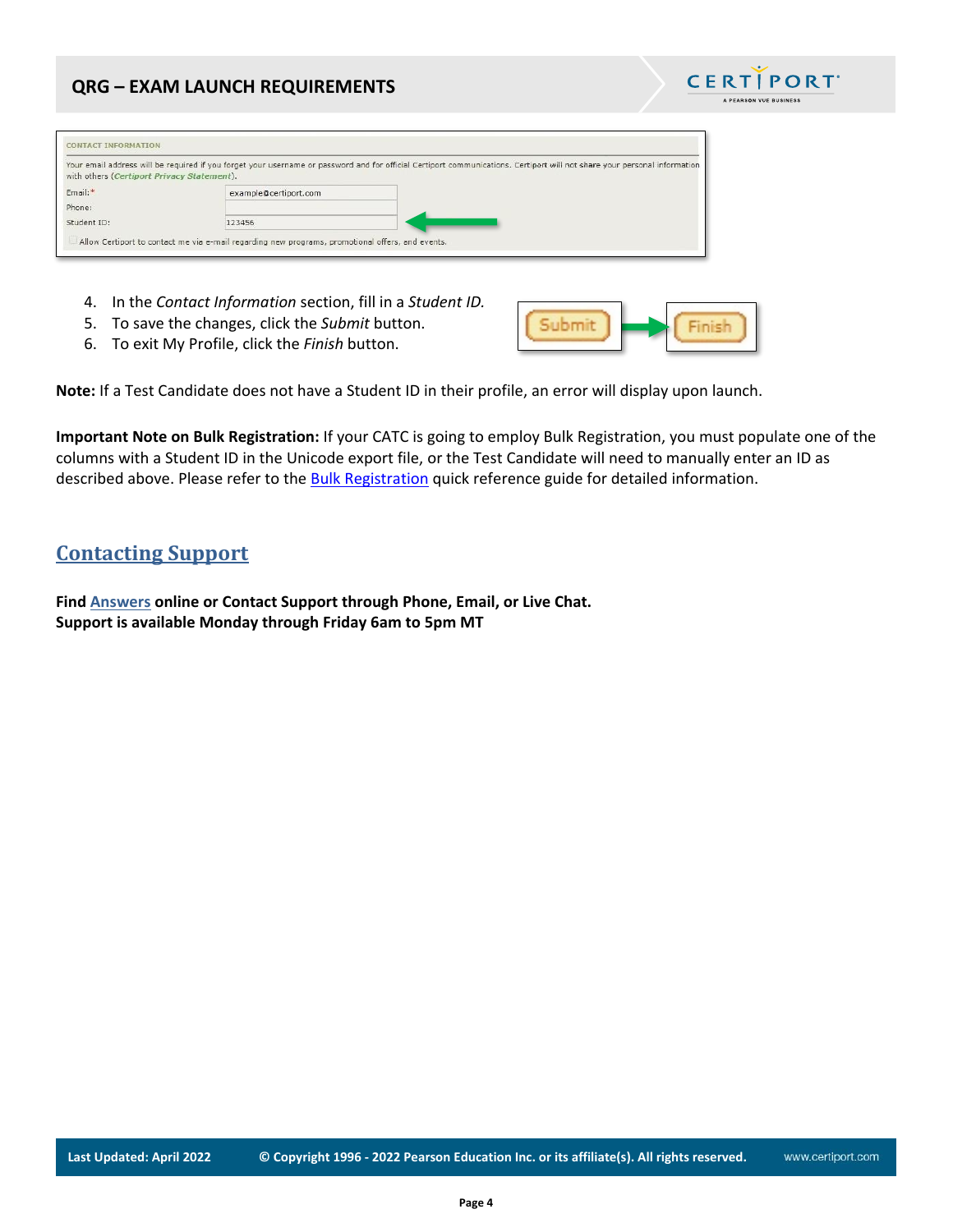4. In the *Contact Information* section, fill in a *Student ID.*
5. To save the changes, click the *Submit* button.
6. To exit My Profile, click the *Finish* button.

**Note:** If a Test Candidate does not have a Student ID in their profile, an error will display upon launch.

**Important Note on Bulk Registration:** If your CATC is going to employ Bulk Registration, you must populate one of the columns with a Student ID in the Unicode export file, or the Test Candidate will need to manually enter an ID as described above. Please refer to the Bulk Registration quick reference guide for detailed information.

## Contacting Support

**Find Answers online or Contact Support through Phone, Email, or Live Chat.**
**Support is available Monday through Friday 6am to 5pm MT**

Last Updated: April 2022 © Copyright 1996 - 2022 Pearson Education Inc. or its affiliate(s). All rights reserved. www.certiport.com